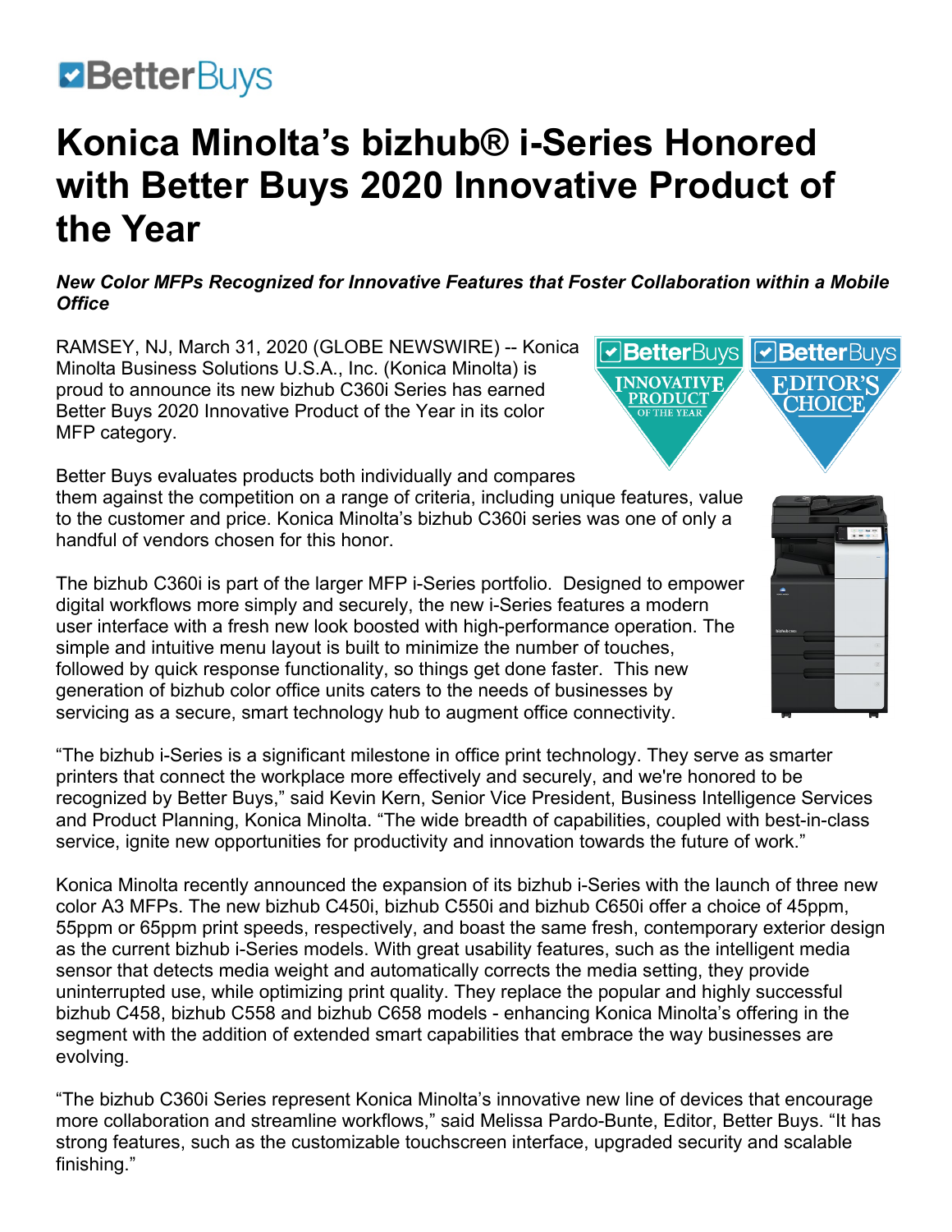BetterBuys

# Konica Minolta's bizhub® i-Series Honored with Better Buys 2020 Innovative Product of the Year

***New Color MFPs Recognized for Innovative Features that Foster Collaboration within a Mobile Office***

RAMSEY, NJ, March 31, 2020 (GLOBE NEWSWIRE) -- Konica Minolta Business Solutions U.S.A., Inc. (Konica Minolta) is proud to announce its new bizhub C360i Series has earned Better Buys 2020 Innovative Product of the Year in its color MFP category.

Better Buys evaluates products both individually and compares them against the competition on a range of criteria, including unique features, value to the customer and price. Konica Minolta's bizhub C360i series was one of only a handful of vendors chosen for this honor.

The bizhub C360i is part of the larger MFP i-Series portfolio. Designed to empower digital workflows more simply and securely, the new i-Series features a modern user interface with a fresh new look boosted with high-performance operation. The simple and intuitive menu layout is built to minimize the number of touches, followed by quick response functionality, so things get done faster. This new generation of bizhub color office units caters to the needs of businesses by servicing as a secure, smart technology hub to augment office connectivity.

"The bizhub i-Series is a significant milestone in office print technology. They serve as smarter printers that connect the workplace more effectively and securely, and we're honored to be recognized by Better Buys," said Kevin Kern, Senior Vice President, Business Intelligence Services and Product Planning, Konica Minolta. "The wide breadth of capabilities, coupled with best-in-class service, ignite new opportunities for productivity and innovation towards the future of work."

Konica Minolta recently announced the expansion of its bizhub i-Series with the launch of three new color A3 MFPs. The new bizhub C450i, bizhub C550i and bizhub C650i offer a choice of 45ppm, 55ppm or 65ppm print speeds, respectively, and boast the same fresh, contemporary exterior design as the current bizhub i-Series models. With great usability features, such as the intelligent media sensor that detects media weight and automatically corrects the media setting, they provide uninterrupted use, while optimizing print quality. They replace the popular and highly successful bizhub C458, bizhub C558 and bizhub C658 models - enhancing Konica Minolta's offering in the segment with the addition of extended smart capabilities that embrace the way businesses are evolving.

"The bizhub C360i Series represent Konica Minolta's innovative new line of devices that encourage more collaboration and streamline workflows," said Melissa Pardo-Bunte, Editor, Better Buys. "It has strong features, such as the customizable touchscreen interface, upgraded security and scalable finishing."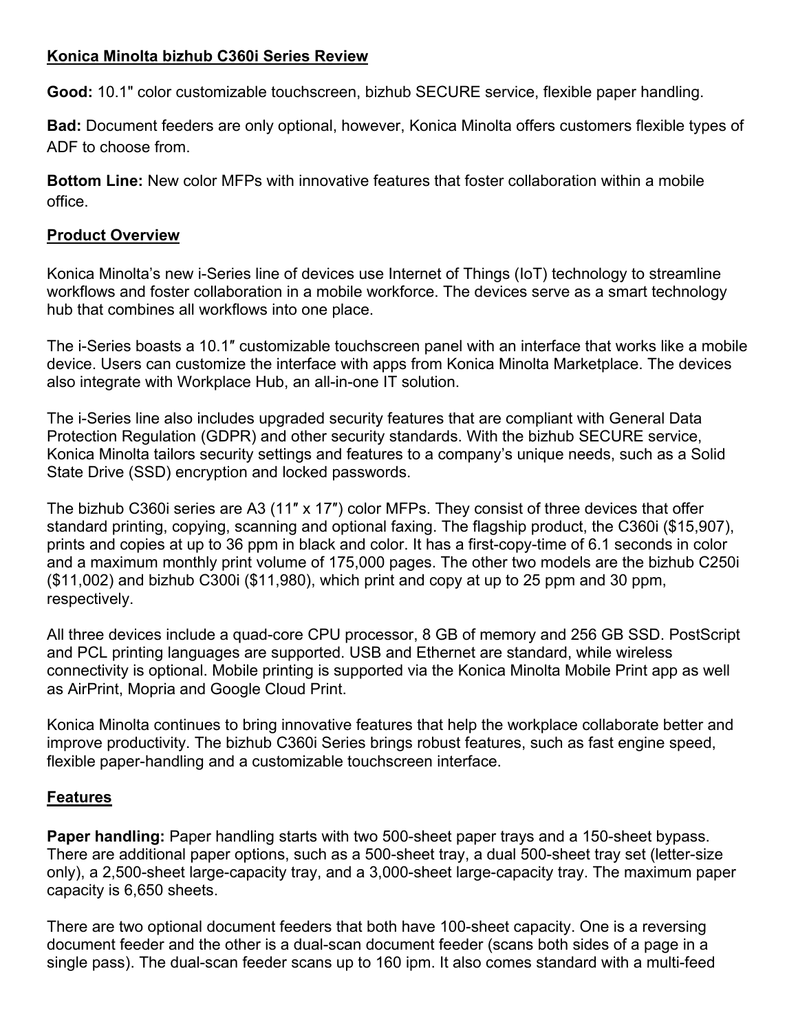## **Konica Minolta bizhub C360i Series Review**

**Good:** 10.1" color customizable touchscreen, bizhub SECURE service, flexible paper handling.

**Bad:** Document feeders are only optional, however, Konica Minolta offers customers flexible types of ADF to choose from.

**Bottom Line:** New color MFPs with innovative features that foster collaboration within a mobile office.

## **Product Overview**

Konica Minolta's new i-Series line of devices use Internet of Things (IoT) technology to streamline workflows and foster collaboration in a mobile workforce. The devices serve as a smart technology hub that combines all workflows into one place.

The i-Series boasts a 10.1″ customizable touchscreen panel with an interface that works like a mobile device. Users can customize the interface with apps from Konica Minolta Marketplace. The devices also integrate with Workplace Hub, an all-in-one IT solution.

The i-Series line also includes upgraded security features that are compliant with General Data Protection Regulation (GDPR) and other security standards. With the bizhub SECURE service, Konica Minolta tailors security settings and features to a company's unique needs, such as a Solid State Drive (SSD) encryption and locked passwords.

The bizhub C360i series are A3 (11″ x 17″) color MFPs. They consist of three devices that offer standard printing, copying, scanning and optional faxing. The flagship product, the C360i ($15,907), prints and copies at up to 36 ppm in black and color. It has a first-copy-time of 6.1 seconds in color and a maximum monthly print volume of 175,000 pages. The other two models are the bizhub C250i ($11,002) and bizhub C300i ($11,980), which print and copy at up to 25 ppm and 30 ppm, respectively.

All three devices include a quad-core CPU processor, 8 GB of memory and 256 GB SSD. PostScript and PCL printing languages are supported. USB and Ethernet are standard, while wireless connectivity is optional. Mobile printing is supported via the Konica Minolta Mobile Print app as well as AirPrint, Mopria and Google Cloud Print.

Konica Minolta continues to bring innovative features that help the workplace collaborate better and improve productivity. The bizhub C360i Series brings robust features, such as fast engine speed, flexible paper-handling and a customizable touchscreen interface.

## **Features**

**Paper handling:** Paper handling starts with two 500-sheet paper trays and a 150-sheet bypass. There are additional paper options, such as a 500-sheet tray, a dual 500-sheet tray set (letter-size only), a 2,500-sheet large-capacity tray, and a 3,000-sheet large-capacity tray. The maximum paper capacity is 6,650 sheets.

There are two optional document feeders that both have 100-sheet capacity. One is a reversing document feeder and the other is a dual-scan document feeder (scans both sides of a page in a single pass). The dual-scan feeder scans up to 160 ipm. It also comes standard with a multi-feed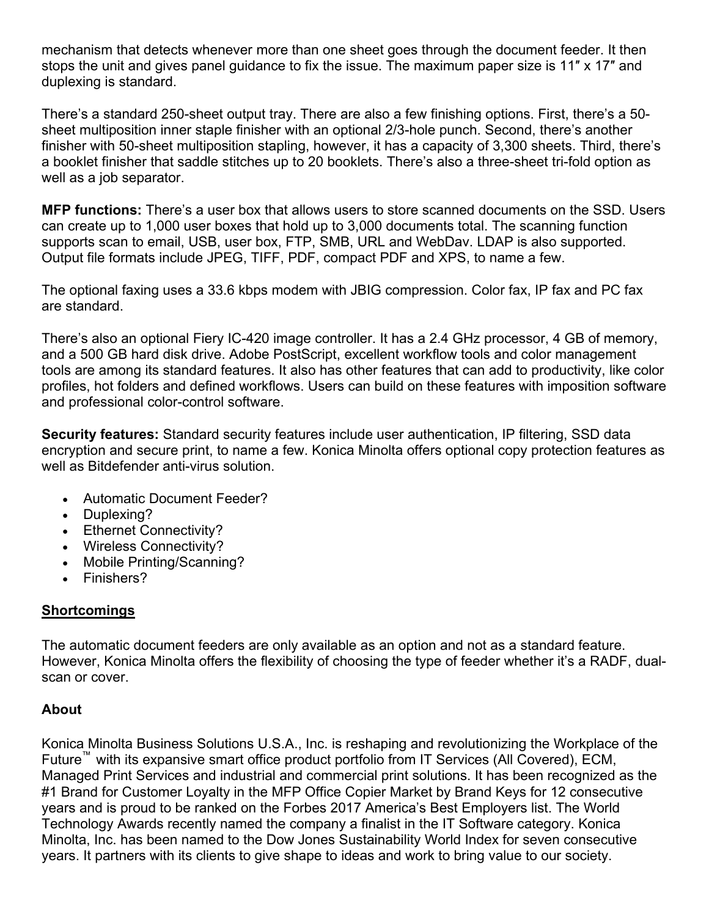mechanism that detects whenever more than one sheet goes through the document feeder. It then stops the unit and gives panel guidance to fix the issue. The maximum paper size is 11″ x 17″ and duplexing is standard.

There's a standard 250-sheet output tray. There are also a few finishing options. First, there's a 50-sheet multiposition inner staple finisher with an optional 2/3-hole punch. Second, there's another finisher with 50-sheet multiposition stapling, however, it has a capacity of 3,300 sheets. Third, there's a booklet finisher that saddle stitches up to 20 booklets. There's also a three-sheet tri-fold option as well as a job separator.

**MFP functions:** There's a user box that allows users to store scanned documents on the SSD. Users can create up to 1,000 user boxes that hold up to 3,000 documents total. The scanning function supports scan to email, USB, user box, FTP, SMB, URL and WebDav. LDAP is also supported. Output file formats include JPEG, TIFF, PDF, compact PDF and XPS, to name a few.

The optional faxing uses a 33.6 kbps modem with JBIG compression. Color fax, IP fax and PC fax are standard.

There's also an optional Fiery IC-420 image controller. It has a 2.4 GHz processor, 4 GB of memory, and a 500 GB hard disk drive. Adobe PostScript, excellent workflow tools and color management tools are among its standard features. It also has other features that can add to productivity, like color profiles, hot folders and defined workflows. Users can build on these features with imposition software and professional color-control software.

**Security features:** Standard security features include user authentication, IP filtering, SSD data encryption and secure print, to name a few. Konica Minolta offers optional copy protection features as well as Bitdefender anti-virus solution.

- Automatic Document Feeder?
- Duplexing?
- Ethernet Connectivity?
- Wireless Connectivity?
- Mobile Printing/Scanning?
- Finishers?

## Shortcomings

The automatic document feeders are only available as an option and not as a standard feature. However, Konica Minolta offers the flexibility of choosing the type of feeder whether it's a RADF, dual-scan or cover.

### About

Konica Minolta Business Solutions U.S.A., Inc. is reshaping and revolutionizing the Workplace of the Future™ with its expansive smart office product portfolio from IT Services (All Covered), ECM, Managed Print Services and industrial and commercial print solutions. It has been recognized as the #1 Brand for Customer Loyalty in the MFP Office Copier Market by Brand Keys for 12 consecutive years and is proud to be ranked on the Forbes 2017 America's Best Employers list. The World Technology Awards recently named the company a finalist in the IT Software category. Konica Minolta, Inc. has been named to the Dow Jones Sustainability World Index for seven consecutive years. It partners with its clients to give shape to ideas and work to bring value to our society.